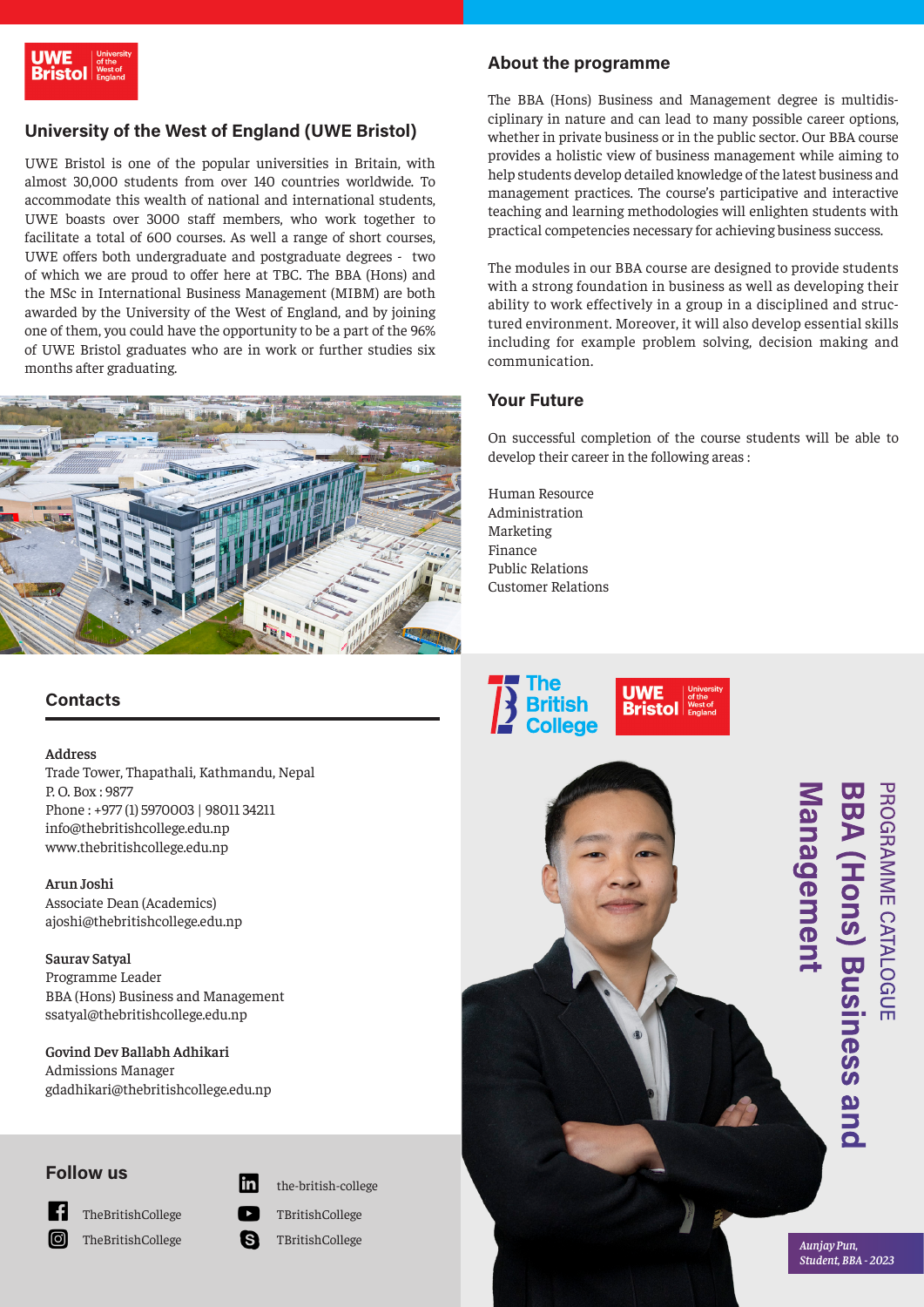## University of the West of England (UWE Bristol)

UWE Bristol is one of the popular universities in Britain, with almost 30,000 students from over 140 countries worldwide. To accommodate this wealth of national and international students, UWE boasts over 3000 staff members, who work together to facilitate a total of 600 courses. As well a range of short courses, UWE offers both undergraduate and postgraduate degrees - two of which we are proud to offer here at TBC. The BBA (Hons) and the MSc in International Business Management (MIBM) are both awarded by the University of the West of England, and by joining one of them, you could have the opportunity to be a part of the 96% of UWE Bristol graduates who are in work or further studies six months after graduating.

## About the programme

The BBA (Hons) Business and Management degree is multidisciplinary in nature and can lead to many possible career options, whether in private business or in the public sector. Our BBA course provides a holistic view of business management while aiming to help students develop detailed knowledge of the latest business and management practices. The course's participative and interactive teaching and learning methodologies will enlighten students with practical competencies necessary for achieving business success.

The modules in our BBA course are designed to provide students with a strong foundation in business as well as developing their ability to work effectively in a group in a disciplined and structured environment. Moreover, it will also develop essential skills including for example problem solving, decision making and communication.

## Your Future

On successful completion of the course students will be able to develop their career in the following areas :

Human Resource
Administration
Marketing
Finance
Public Relations
Customer Relations

## Contacts

**Address**
Trade Tower, Thapathali, Kathmandu, Nepal
P. O. Box : 9877
Phone : +977 (1) 5970003 | 98011 34211
info@thebritishcollege.edu.np
www.thebritishcollege.edu.np

**Arun Joshi**
Associate Dean (Academics)
ajoshi@thebritishcollege.edu.np

**Saurav Satyal**
Programme Leader
BBA (Hons) Business and Management
ssatyal@thebritishcollege.edu.np

**Govind Dev Ballabh Adhikari**
Admissions Manager
gdadhikari@thebritishcollege.edu.np

## Follow us

TheBritishCollege
TheBritishCollege
the-british-college
TBritishCollege
TBritishCollege

The British College | UWE Bristol University of the West of England

PROGRAMME CATALOGUE

# BBA (Hons) Business and Management

*Aunjay Pun,*
*Student, BBA - 2023*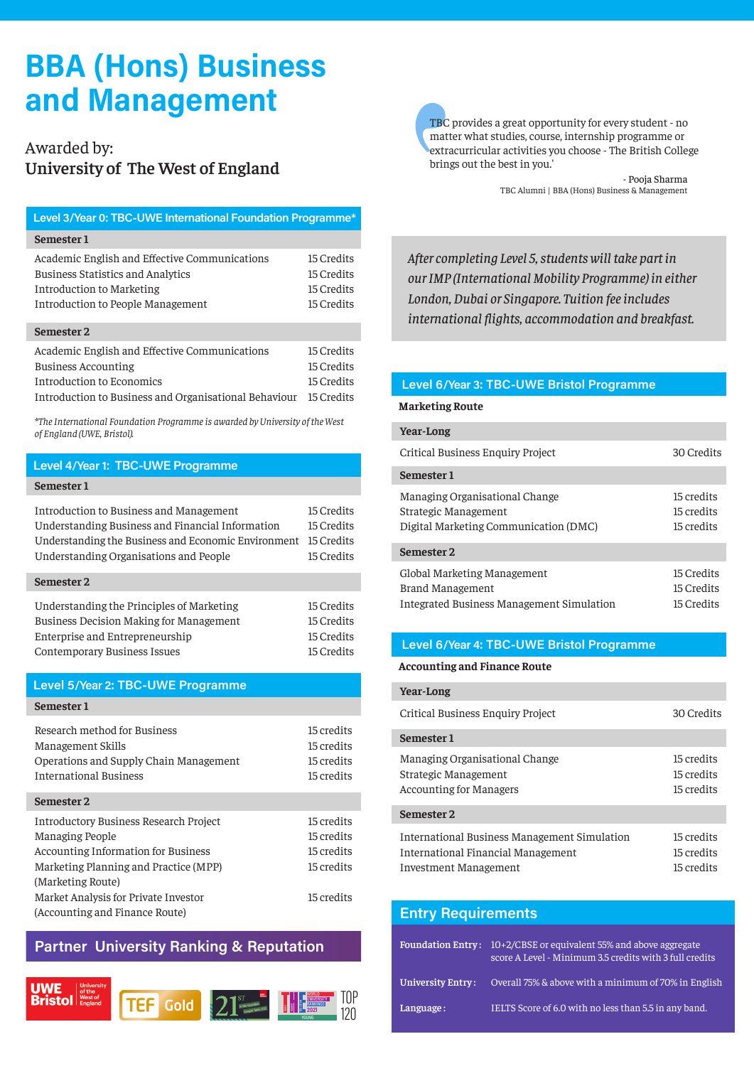# BBA (Hons) Business and Management

Awarded by:
**University of The West of England**

## Level 3/Year 0: TBC-UWE International Foundation Programme*

| Semester 1 | |
|---|---|
| Academic English and Effective Communications | 15 Credits |
| Business Statistics and Analytics | 15 Credits |
| Introduction to Marketing | 15 Credits |
| Introduction to People Management | 15 Credits |

| Semester 2 | |
|---|---|
| Academic English and Effective Communications | 15 Credits |
| Business Accounting | 15 Credits |
| Introduction to Economics | 15 Credits |
| Introduction to Business and Organisational Behaviour | 15 Credits |

*The International Foundation Programme is awarded by University of the West of England (UWE, Bristol).*

## Level 4/Year 1: TBC-UWE Programme

| Semester 1 | |
|---|---|
| Introduction to Business and Management | 15 Credits |
| Understanding Business and Financial Information | 15 Credits |
| Understanding the Business and Economic Environment | 15 Credits |
| Understanding Organisations and People | 15 Credits |

| Semester 2 | |
|---|---|
| Understanding the Principles of Marketing | 15 Credits |
| Business Decision Making for Management | 15 Credits |
| Enterprise and Entrepreneurship | 15 Credits |
| Contemporary Business Issues | 15 Credits |

## Level 5/Year 2: TBC-UWE Programme

| Semester 1 | |
|---|---|
| Research method for Business | 15 credits |
| Management Skills | 15 credits |
| Operations and Supply Chain Management | 15 credits |
| International Business | 15 credits |

| Semester 2 | |
|---|---|
| Introductory Business Research Project | 15 credits |
| Managing People | 15 credits |
| Accounting Information for Business | 15 credits |
| Marketing Planning and Practice (MPP) (Marketing Route) | 15 credits |
| Market Analysis for Private Investor (Accounting and Finance Route) | 15 credits |

## Partner University Ranking & Reputation

UWE Bristol | TEF Gold | 21st | THE TOP 120

> TBC provides a great opportunity for every student - no matter what studies, course, internship programme or extracurricular activities you choose - The British College brings out the best in you.'
>
> - Pooja Sharma
> TBC Alumni | BBA (Hons) Business & Management

*After completing Level 5, students will take part in our IMP (International Mobility Programme) in either London, Dubai or Singapore. Tuition fee includes international flights, accommodation and breakfast.*

## Level 6/Year 3: TBC-UWE Bristol Programme

**Marketing Route**

| Year-Long | |
|---|---|
| Critical Business Enquiry Project | 30 Credits |

| Semester 1 | |
|---|---|
| Managing Organisational Change | 15 credits |
| Strategic Management | 15 credits |
| Digital Marketing Communication (DMC) | 15 credits |

| Semester 2 | |
|---|---|
| Global Marketing Management | 15 Credits |
| Brand Management | 15 Credits |
| Integrated Business Management Simulation | 15 Credits |

## Level 6/Year 4: TBC-UWE Bristol Programme

**Accounting and Finance Route**

| Year-Long | |
|---|---|
| Critical Business Enquiry Project | 30 Credits |

| Semester 1 | |
|---|---|
| Managing Organisational Change | 15 credits |
| Strategic Management | 15 credits |
| Accounting for Managers | 15 credits |

| Semester 2 | |
|---|---|
| International Business Management Simulation | 15 credits |
| International Financial Management | 15 credits |
| Investment Management | 15 credits |

## Entry Requirements

| | |
|---|---|
| **Foundation Entry:** | 10+2/CBSE or equivalent 55% and above aggregate score A Level - Minimum 3.5 credits with 3 full credits |
| **University Entry:** | Overall 75% & above with a minimum of 70% in English |
| **Language:** | IELTS Score of 6.0 with no less than 5.5 in any band. |